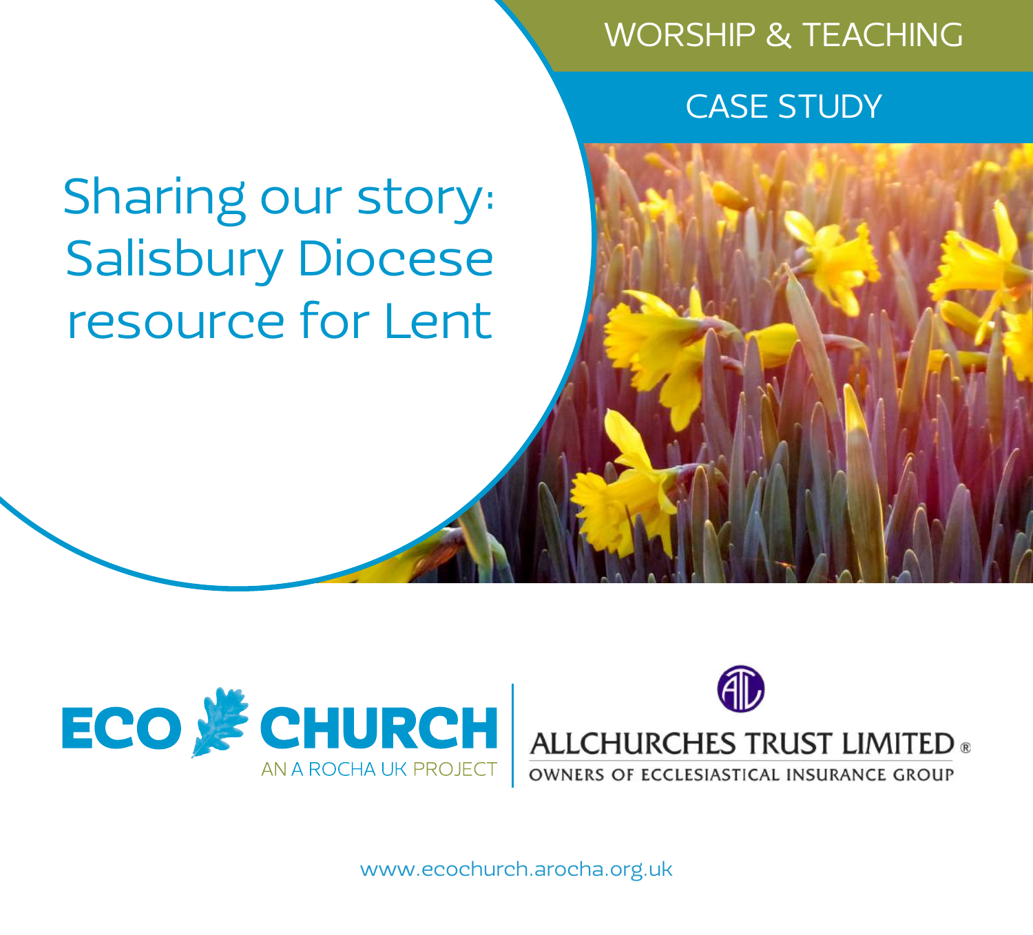WORSHIP & TEACHING

CASE STUDY

# Sharing our story: Salisbury Diocese resource for Lent

ECO CHURCH
AN A ROCHA UK PROJECT

ALLCHURCHES TRUST LIMITED®
OWNERS OF ECCLESIASTICAL INSURANCE GROUP

www.ecochurch.arocha.org.uk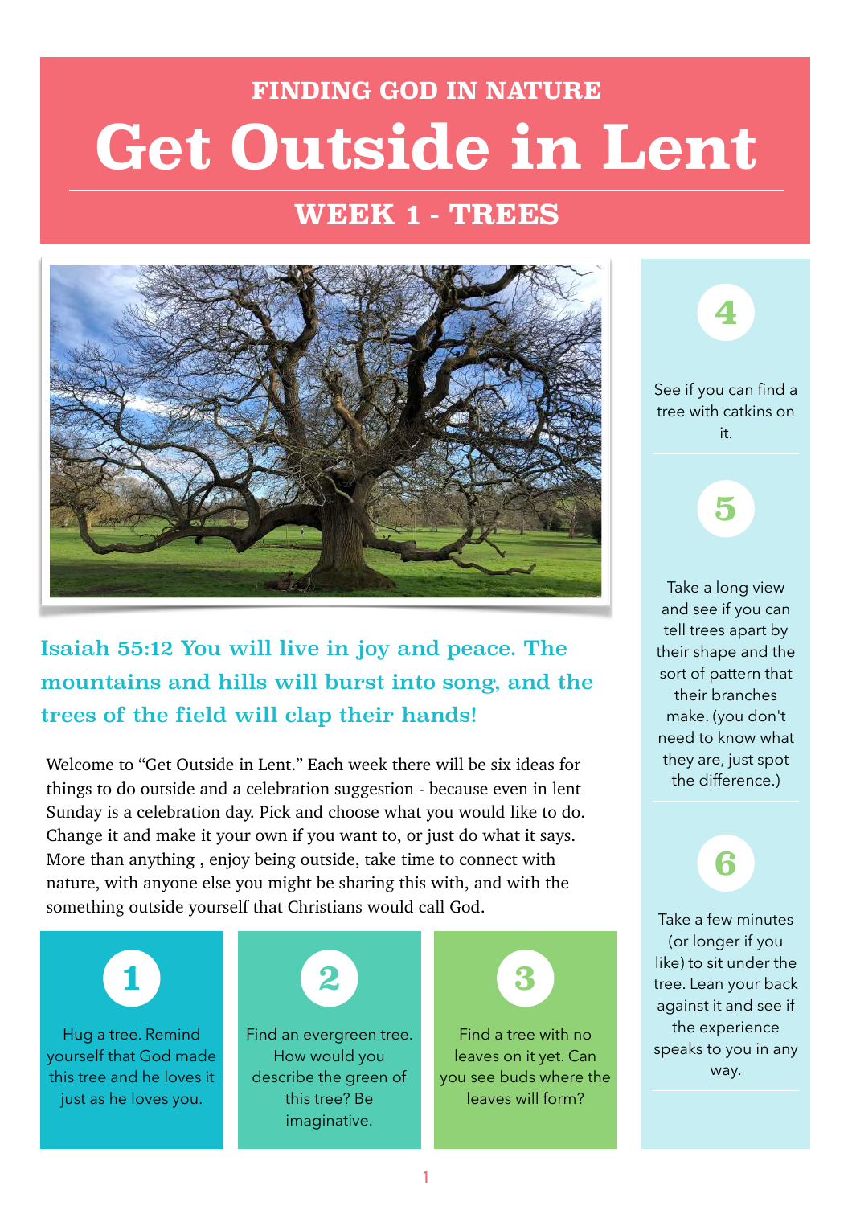FINDING GOD IN NATURE

# Get Outside in Lent

## WEEK 1 - TREES

**Isaiah 55:12 You will live in joy and peace. The mountains and hills will burst into song, and the trees of the field will clap their hands!**

Welcome to "Get Outside in Lent." Each week there will be six ideas for things to do outside and a celebration suggestion - because even in lent Sunday is a celebration day. Pick and choose what you would like to do. Change it and make it your own if you want to, or just do what it says. More than anything , enjoy being outside, take time to connect with nature, with anyone else you might be sharing this with, and with the something outside yourself that Christians would call God.

**1**

Hug a tree. Remind yourself that God made this tree and he loves it just as he loves you.

**2**

Find an evergreen tree. How would you describe the green of this tree? Be imaginative.

**3**

Find a tree with no leaves on it yet. Can you see buds where the leaves will form?

**4**

See if you can find a tree with catkins on it.

**5**

Take a long view and see if you can tell trees apart by their shape and the sort of pattern that their branches make. (you don't need to know what they are, just spot the difference.)

**6**

Take a few minutes (or longer if you like) to sit under the tree. Lean your back against it and see if the experience speaks to you in any way.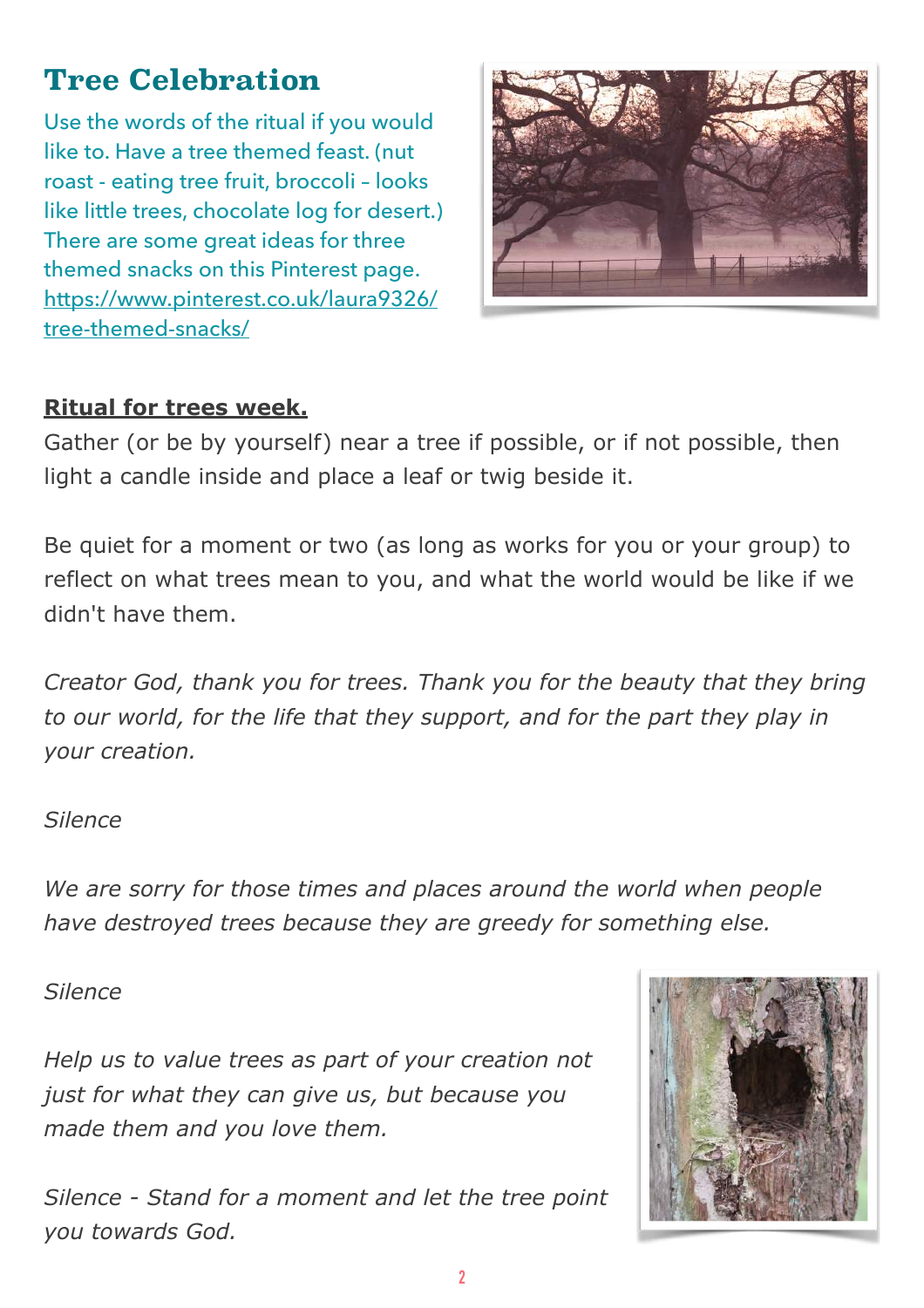# Tree Celebration

Use the words of the ritual if you would like to. Have a tree themed feast. (nut roast - eating tree fruit, broccoli – looks like little trees, chocolate log for desert.) There are some great ideas for three themed snacks on this Pinterest page. [https://www.pinterest.co.uk/laura9326/tree-themed-snacks/](https://www.pinterest.co.uk/laura9326/tree-themed-snacks/)

**Ritual for trees week.**

Gather (or be by yourself) near a tree if possible, or if not possible, then light a candle inside and place a leaf or twig beside it.

Be quiet for a moment or two (as long as works for you or your group) to reflect on what trees mean to you, and what the world would be like if we didn't have them.

*Creator God, thank you for trees. Thank you for the beauty that they bring to our world, for the life that they support, and for the part they play in your creation.*

*Silence*

*We are sorry for those times and places around the world when people have destroyed trees because they are greedy for something else.*

*Silence*

*Help us to value trees as part of your creation not just for what they can give us, but because you made them and you love them.*

*Silence - Stand for a moment and let the tree point you towards God.*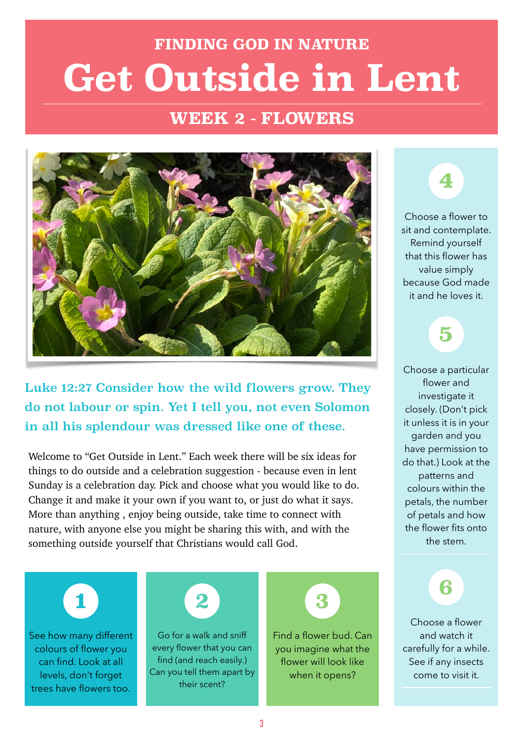**FINDING GOD IN NATURE**

# Get Outside in Lent

## WEEK 2 - FLOWERS

**Luke 12:27 Consider how the wild flowers grow. They do not labour or spin. Yet I tell you, not even Solomon in all his splendour was dressed like one of these.**

Welcome to “Get Outside in Lent.” Each week there will be six ideas for things to do outside and a celebration suggestion - because even in lent Sunday is a celebration day. Pick and choose what you would like to do. Change it and make it your own if you want to, or just do what it says. More than anything , enjoy being outside, take time to connect with nature, with anyone else you might be sharing this with, and with the something outside yourself that Christians would call God.

**1**

See how many different colours of flower you can find. Look at all levels, don't forget trees have flowers too.

**2**

Go for a walk and sniff every flower that you can find (and reach easily.) Can you tell them apart by their scent?

**3**

Find a flower bud. Can you imagine what the flower will look like when it opens?

**4**

Choose a flower to sit and contemplate. Remind yourself that this flower has value simply because God made it and he loves it.

**5**

Choose a particular flower and investigate it closely. (Don't pick it unless it is in your garden and you have permission to do that.) Look at the patterns and colours within the petals, the number of petals and how the flower fits onto the stem.

**6**

Choose a flower and watch it carefully for a while. See if any insects come to visit it.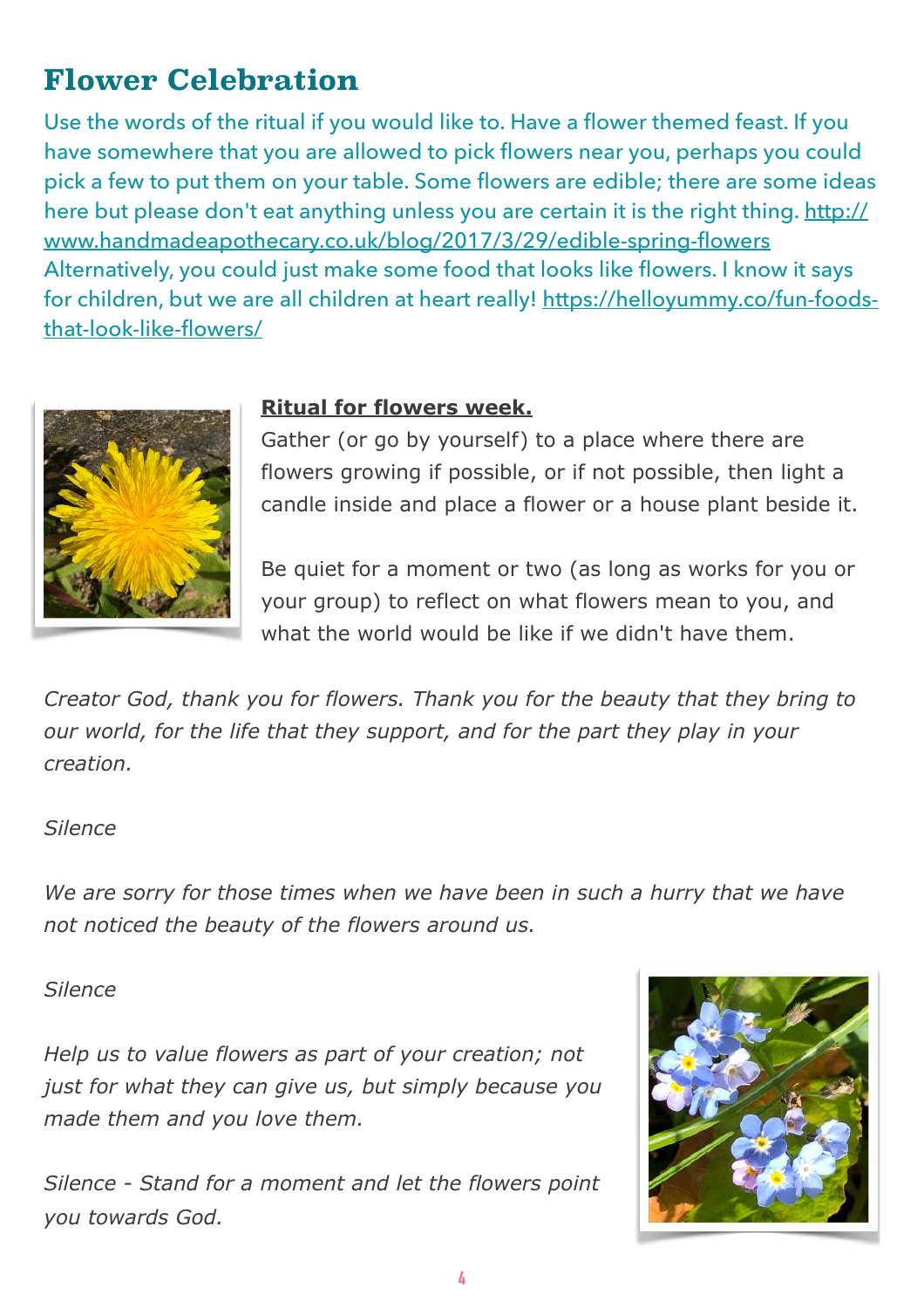# Flower Celebration

Use the words of the ritual if you would like to. Have a flower themed feast. If you have somewhere that you are allowed to pick flowers near you, perhaps you could pick a few to put them on your table. Some flowers are edible; there are some ideas here but please don't eat anything unless you are certain it is the right thing. http://www.handmadeapothecary.co.uk/blog/2017/3/29/edible-spring-flowers Alternatively, you could just make some food that looks like flowers. I know it says for children, but we are all children at heart really! https://helloyummy.co/fun-foods-that-look-like-flowers/

**Ritual for flowers week.**

Gather (or go by yourself) to a place where there are flowers growing if possible, or if not possible, then light a candle inside and place a flower or a house plant beside it.

Be quiet for a moment or two (as long as works for you or your group) to reflect on what flowers mean to you, and what the world would be like if we didn't have them.

*Creator God, thank you for flowers. Thank you for the beauty that they bring to our world, for the life that they support, and for the part they play in your creation.*

*Silence*

*We are sorry for those times when we have been in such a hurry that we have not noticed the beauty of the flowers around us.*

*Silence*

*Help us to value flowers as part of your creation; not just for what they can give us, but simply because you made them and you love them.*

*Silence - Stand for a moment and let the flowers point you towards God.*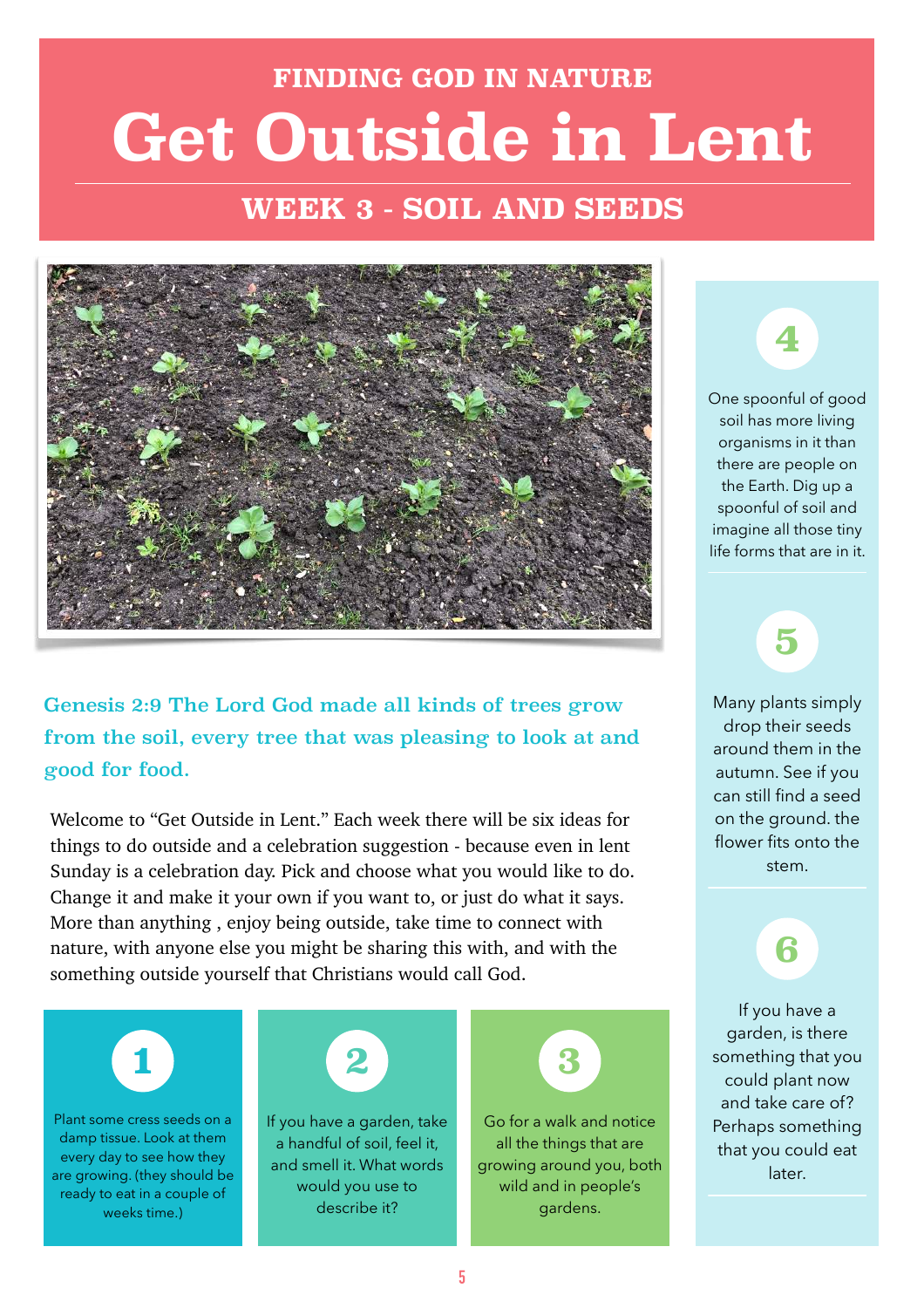FINDING GOD IN NATURE

# Get Outside in Lent

## WEEK 3 - SOIL AND SEEDS

**Genesis 2:9 The Lord God made all kinds of trees grow from the soil, every tree that was pleasing to look at and good for food.**

Welcome to "Get Outside in Lent." Each week there will be six ideas for things to do outside and a celebration suggestion - because even in lent Sunday is a celebration day. Pick and choose what you would like to do. Change it and make it your own if you want to, or just do what it says. More than anything , enjoy being outside, take time to connect with nature, with anyone else you might be sharing this with, and with the something outside yourself that Christians would call God.

### 1

Plant some cress seeds on a damp tissue. Look at them every day to see how they are growing. (they should be ready to eat in a couple of weeks time.)

### 2

If you have a garden, take a handful of soil, feel it, and smell it. What words would you use to describe it?

### 3

Go for a walk and notice all the things that are growing around you, both wild and in people's gardens.

### 4

One spoonful of good soil has more living organisms in it than there are people on the Earth. Dig up a spoonful of soil and imagine all those tiny life forms that are in it.

### 5

Many plants simply drop their seeds around them in the autumn. See if you can still find a seed on the ground. the flower fits onto the stem.

### 6

If you have a garden, is there something that you could plant now and take care of? Perhaps something that you could eat later.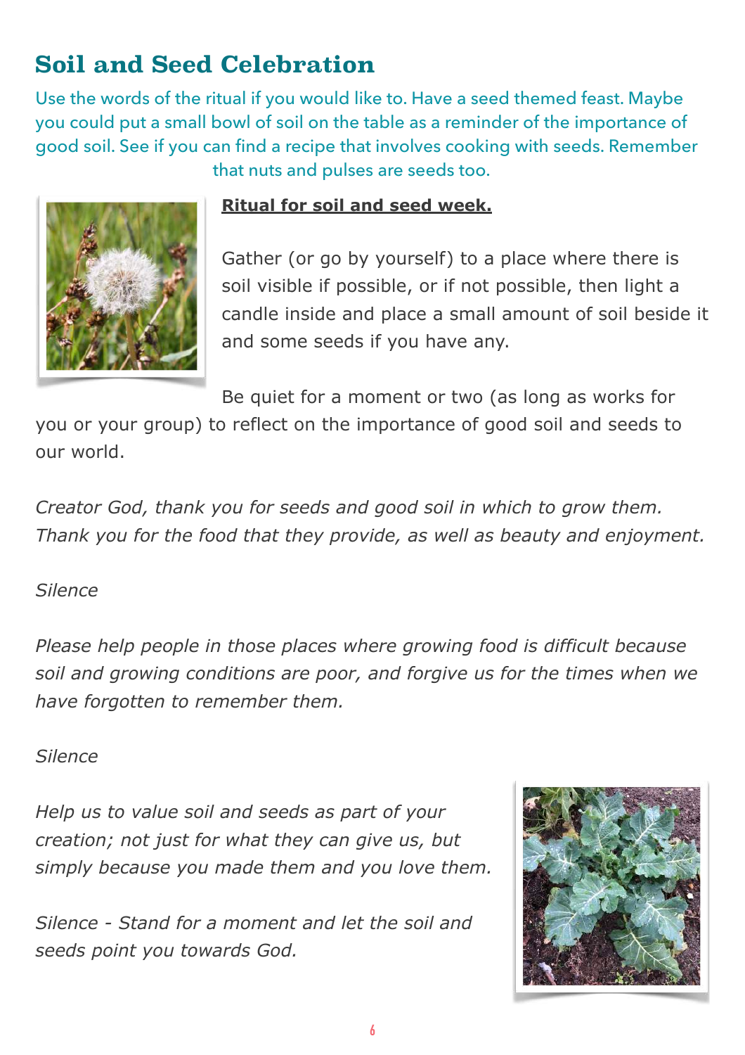# Soil and Seed Celebration

Use the words of the ritual if you would like to. Have a seed themed feast. Maybe you could put a small bowl of soil on the table as a reminder of the importance of good soil. See if you can find a recipe that involves cooking with seeds. Remember that nuts and pulses are seeds too.

**Ritual for soil and seed week.**

Gather (or go by yourself) to a place where there is soil visible if possible, or if not possible, then light a candle inside and place a small amount of soil beside it and some seeds if you have any.

Be quiet for a moment or two (as long as works for you or your group) to reflect on the importance of good soil and seeds to our world.

*Creator God, thank you for seeds and good soil in which to grow them. Thank you for the food that they provide, as well as beauty and enjoyment.*

*Silence*

*Please help people in those places where growing food is difficult because soil and growing conditions are poor, and forgive us for the times when we have forgotten to remember them.*

*Silence*

*Help us to value soil and seeds as part of your creation; not just for what they can give us, but simply because you made them and you love them.*

*Silence - Stand for a moment and let the soil and seeds point you towards God.*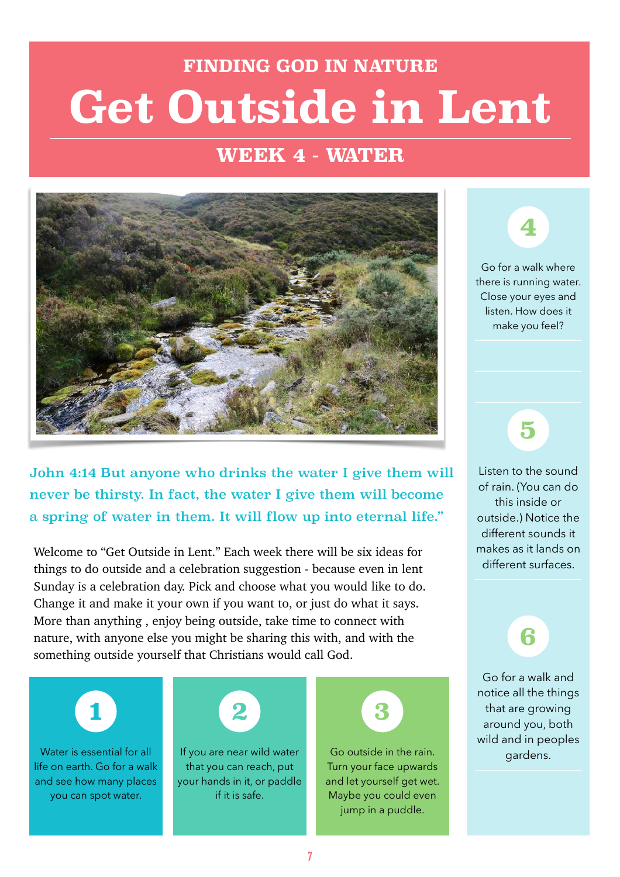FINDING GOD IN NATURE

# Get Outside in Lent

## WEEK 4 - WATER

**John 4:14 But anyone who drinks the water I give them will never be thirsty. In fact, the water I give them will become a spring of water in them. It will flow up into eternal life."**

Welcome to "Get Outside in Lent." Each week there will be six ideas for things to do outside and a celebration suggestion - because even in lent Sunday is a celebration day. Pick and choose what you would like to do. Change it and make it your own if you want to, or just do what it says. More than anything , enjoy being outside, take time to connect with nature, with anyone else you might be sharing this with, and with the something outside yourself that Christians would call God.

### 1

Water is essential for all life on earth. Go for a walk and see how many places you can spot water.

### 2

If you are near wild water that you can reach, put your hands in it, or paddle if it is safe.

### 3

Go outside in the rain. Turn your face upwards and let yourself get wet. Maybe you could even jump in a puddle.

### 4

Go for a walk where there is running water. Close your eyes and listen. How does it make you feel?

### 5

Listen to the sound of rain. (You can do this inside or outside.) Notice the different sounds it makes as it lands on different surfaces.

### 6

Go for a walk and notice all the things that are growing around you, both wild and in peoples gardens.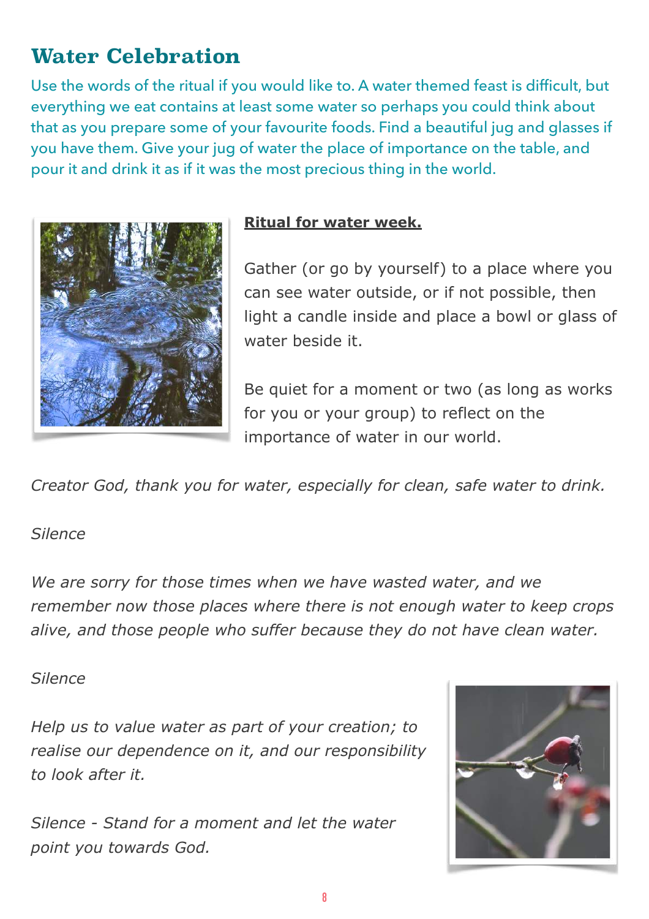# Water Celebration

Use the words of the ritual if you would like to. A water themed feast is difficult, but everything we eat contains at least some water so perhaps you could think about that as you prepare some of your favourite foods. Find a beautiful jug and glasses if you have them. Give your jug of water the place of importance on the table, and pour it and drink it as if it was the most precious thing in the world.

**Ritual for water week.**

Gather (or go by yourself) to a place where you can see water outside, or if not possible, then light a candle inside and place a bowl or glass of water beside it.

Be quiet for a moment or two (as long as works for you or your group) to reflect on the importance of water in our world.

*Creator God, thank you for water, especially for clean, safe water to drink.*

*Silence*

*We are sorry for those times when we have wasted water, and we remember now those places where there is not enough water to keep crops alive, and those people who suffer because they do not have clean water.*

*Silence*

*Help us to value water as part of your creation; to realise our dependence on it, and our responsibility to look after it.*

*Silence - Stand for a moment and let the water point you towards God.*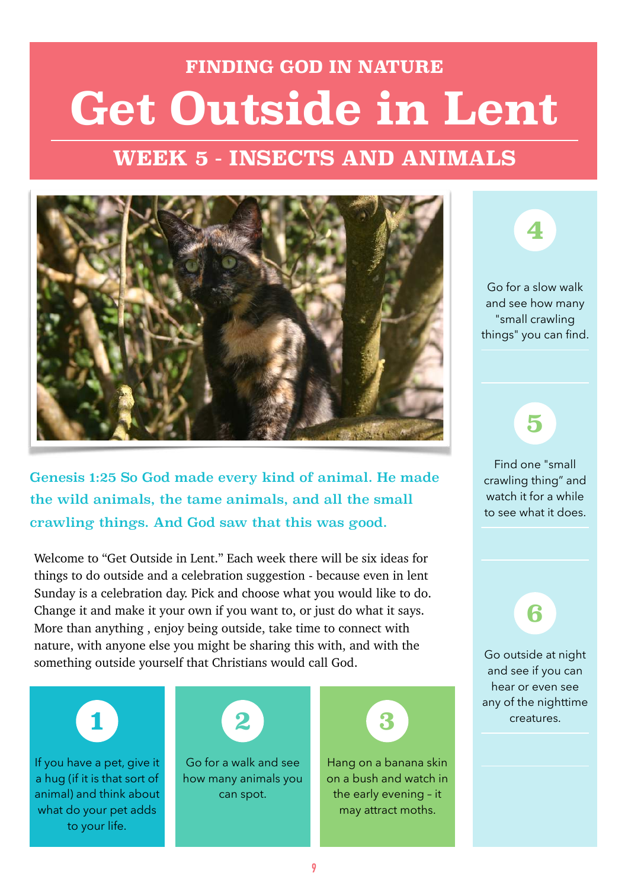FINDING GOD IN NATURE

# Get Outside in Lent

## WEEK 5 - INSECTS AND ANIMALS

**Genesis 1:25 So God made every kind of animal. He made the wild animals, the tame animals, and all the small crawling things. And God saw that this was good.**

Welcome to "Get Outside in Lent." Each week there will be six ideas for things to do outside and a celebration suggestion - because even in lent Sunday is a celebration day. Pick and choose what you would like to do. Change it and make it your own if you want to, or just do what it says. More than anything , enjoy being outside, take time to connect with nature, with anyone else you might be sharing this with, and with the something outside yourself that Christians would call God.

**1**

If you have a pet, give it a hug (if it is that sort of animal) and think about what do your pet adds to your life.

**2**

Go for a walk and see how many animals you can spot.

**3**

Hang on a banana skin on a bush and watch in the early evening - it may attract moths.

**4**

Go for a slow walk and see how many "small crawling things" you can find.

**5**

Find one "small crawling thing" and watch it for a while to see what it does.

**6**

Go outside at night and see if you can hear or even see any of the nighttime creatures.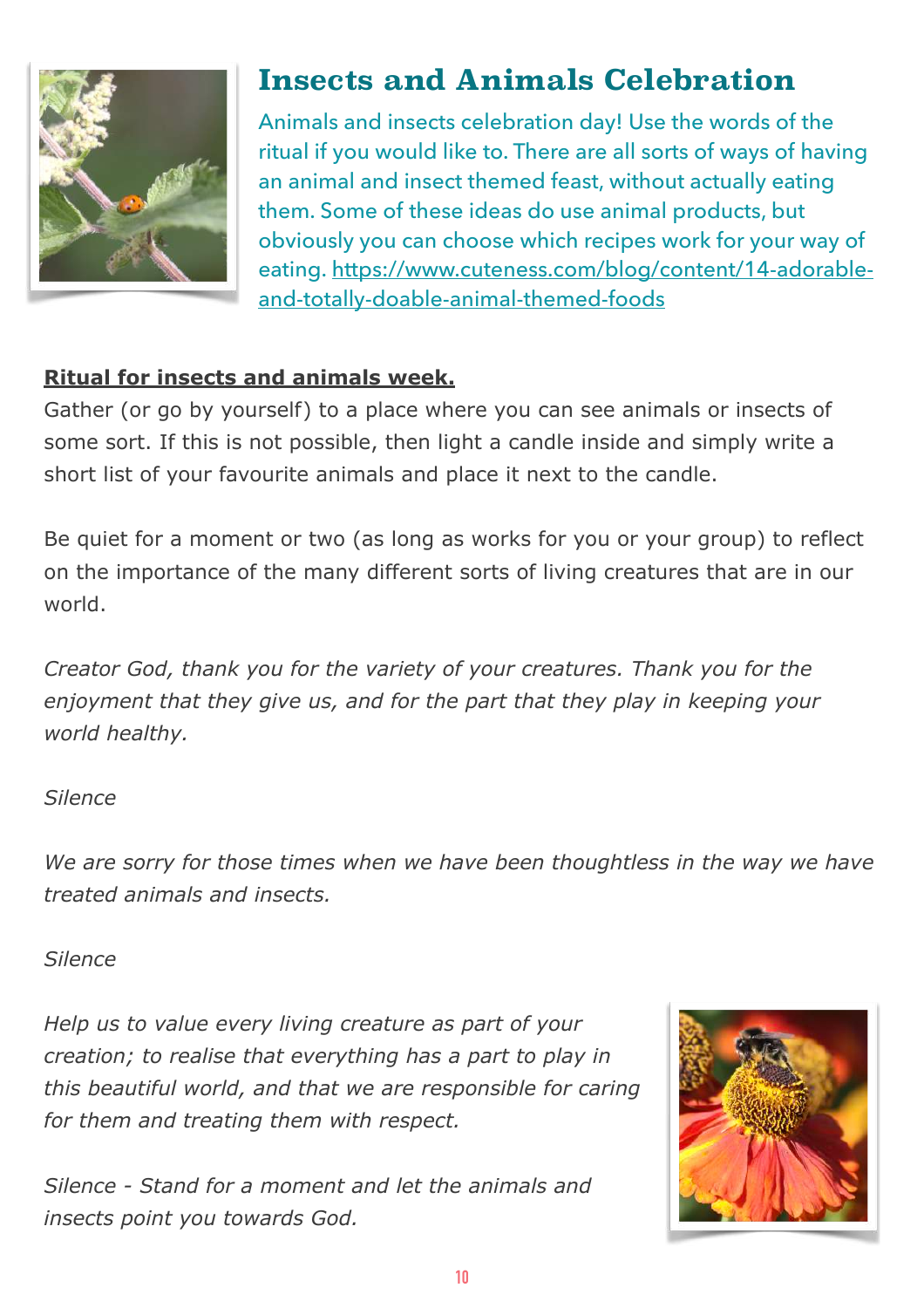# Insects and Animals Celebration

Animals and insects celebration day! Use the words of the ritual if you would like to. There are all sorts of ways of having an animal and insect themed feast, without actually eating them. Some of these ideas do use animal products, but obviously you can choose which recipes work for your way of eating. https://www.cuteness.com/blog/content/14-adorable-and-totally-doable-animal-themed-foods

**Ritual for insects and animals week.**

Gather (or go by yourself) to a place where you can see animals or insects of some sort. If this is not possible, then light a candle inside and simply write a short list of your favourite animals and place it next to the candle.

Be quiet for a moment or two (as long as works for you or your group) to reflect on the importance of the many different sorts of living creatures that are in our world.

*Creator God, thank you for the variety of your creatures. Thank you for the enjoyment that they give us, and for the part that they play in keeping your world healthy.*

*Silence*

*We are sorry for those times when we have been thoughtless in the way we have treated animals and insects.*

*Silence*

*Help us to value every living creature as part of your creation; to realise that everything has a part to play in this beautiful world, and that we are responsible for caring for them and treating them with respect.*

*Silence - Stand for a moment and let the animals and insects point you towards God.*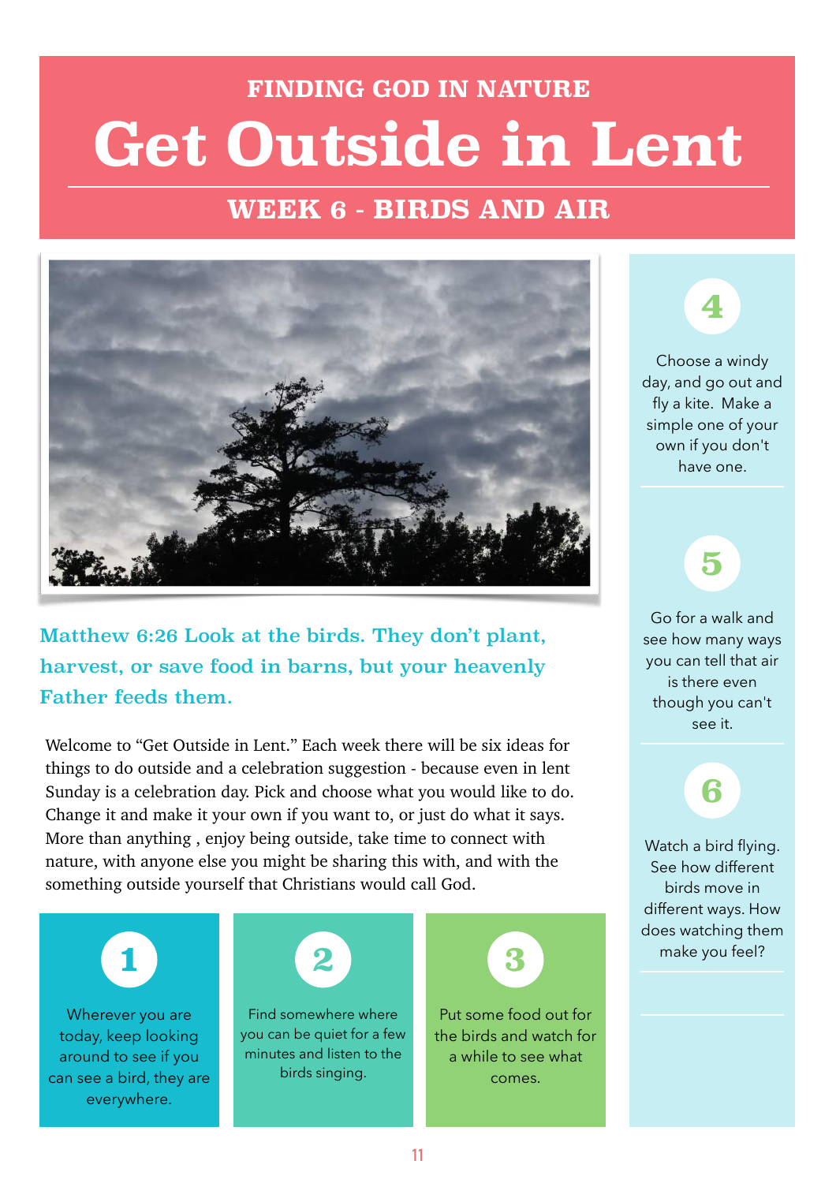## FINDING GOD IN NATURE

# Get Outside in Lent

## WEEK 6 - BIRDS AND AIR

**Matthew 6:26 Look at the birds. They don't plant, harvest, or save food in barns, but your heavenly Father feeds them.**

Welcome to "Get Outside in Lent." Each week there will be six ideas for things to do outside and a celebration suggestion - because even in lent Sunday is a celebration day. Pick and choose what you would like to do. Change it and make it your own if you want to, or just do what it says. More than anything , enjoy being outside, take time to connect with nature, with anyone else you might be sharing this with, and with the something outside yourself that Christians would call God.

### 1

Wherever you are today, keep looking around to see if you can see a bird, they are everywhere.

### 2

Find somewhere where you can be quiet for a few minutes and listen to the birds singing.

### 3

Put some food out for the birds and watch for a while to see what comes.

### 4

Choose a windy day, and go out and fly a kite. Make a simple one of your own if you don't have one.

### 5

Go for a walk and see how many ways you can tell that air is there even though you can't see it.

### 6

Watch a bird flying. See how different birds move in different ways. How does watching them make you feel?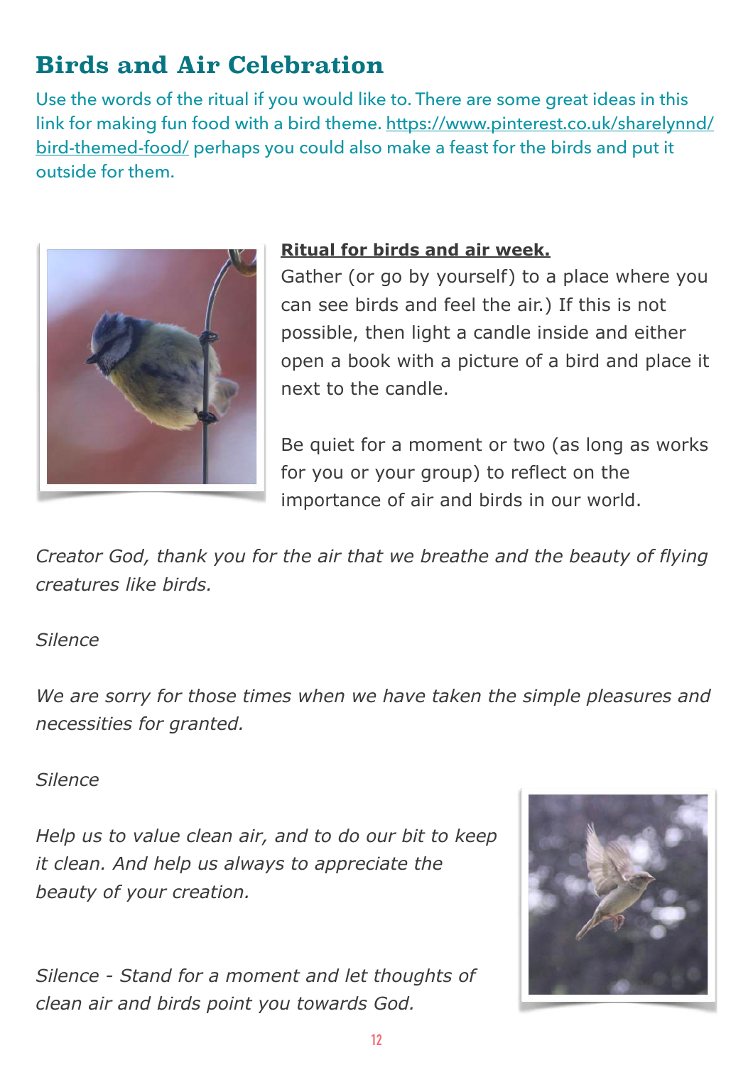# Birds and Air Celebration

Use the words of the ritual if you would like to. There are some great ideas in this link for making fun food with a bird theme. [https://www.pinterest.co.uk/sharelynnd/bird-themed-food/](https://www.pinterest.co.uk/sharelynnd/bird-themed-food/) perhaps you could also make a feast for the birds and put it outside for them.

**Ritual for birds and air week.**

Gather (or go by yourself) to a place where you can see birds and feel the air.) If this is not possible, then light a candle inside and either open a book with a picture of a bird and place it next to the candle.

Be quiet for a moment or two (as long as works for you or your group) to reflect on the importance of air and birds in our world.

*Creator God, thank you for the air that we breathe and the beauty of flying creatures like birds.*

*Silence*

*We are sorry for those times when we have taken the simple pleasures and necessities for granted.*

*Silence*

*Help us to value clean air, and to do our bit to keep it clean. And help us always to appreciate the beauty of your creation.*

*Silence - Stand for a moment and let thoughts of clean air and birds point you towards God.*